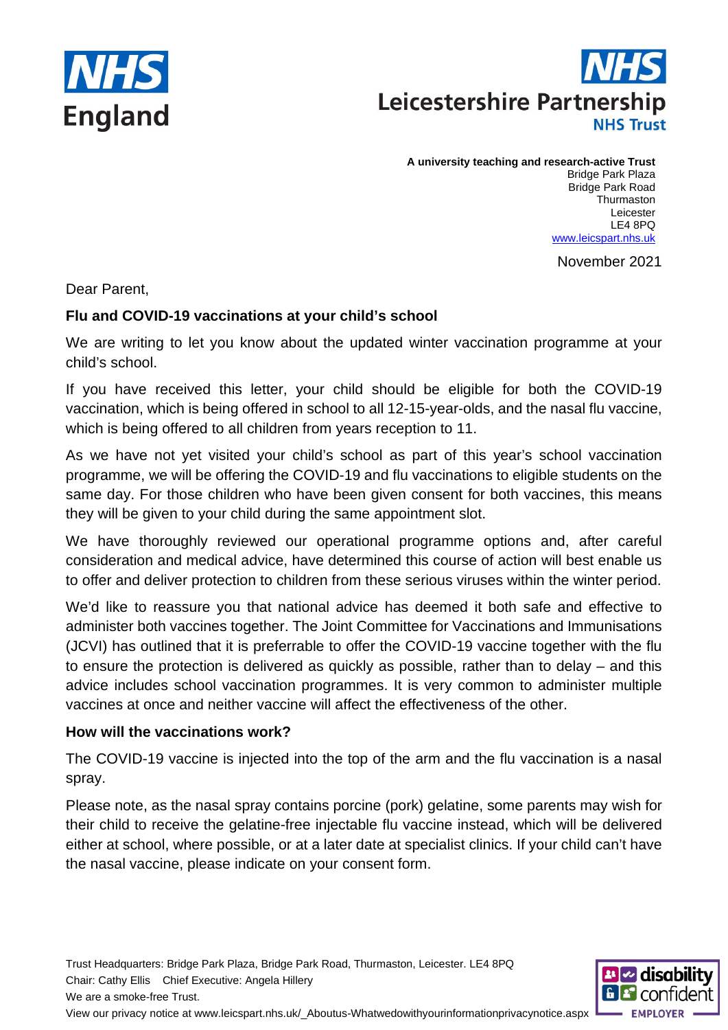NHS England

NHS Leicestershire Partnership NHS Trust

**A university teaching and research-active Trust**
Bridge Park Plaza
Bridge Park Road
Thurmaston
Leicester
LE4 8PQ
www.leicspart.nhs.uk

November 2021

Dear Parent,

**Flu and COVID-19 vaccinations at your child's school**

We are writing to let you know about the updated winter vaccination programme at your child's school.

If you have received this letter, your child should be eligible for both the COVID-19 vaccination, which is being offered in school to all 12-15-year-olds, and the nasal flu vaccine, which is being offered to all children from years reception to 11.

As we have not yet visited your child's school as part of this year's school vaccination programme, we will be offering the COVID-19 and flu vaccinations to eligible students on the same day. For those children who have been given consent for both vaccines, this means they will be given to your child during the same appointment slot.

We have thoroughly reviewed our operational programme options and, after careful consideration and medical advice, have determined this course of action will best enable us to offer and deliver protection to children from these serious viruses within the winter period.

We'd like to reassure you that national advice has deemed it both safe and effective to administer both vaccines together. The Joint Committee for Vaccinations and Immunisations (JCVI) has outlined that it is preferrable to offer the COVID-19 vaccine together with the flu to ensure the protection is delivered as quickly as possible, rather than to delay – and this advice includes school vaccination programmes. It is very common to administer multiple vaccines at once and neither vaccine will affect the effectiveness of the other.

**How will the vaccinations work?**

The COVID-19 vaccine is injected into the top of the arm and the flu vaccination is a nasal spray.

Please note, as the nasal spray contains porcine (pork) gelatine, some parents may wish for their child to receive the gelatine-free injectable flu vaccine instead, which will be delivered either at school, where possible, or at a later date at specialist clinics. If your child can't have the nasal vaccine, please indicate on your consent form.

Trust Headquarters: Bridge Park Plaza, Bridge Park Road, Thurmaston, Leicester. LE4 8PQ
Chair: Cathy Ellis Chief Executive: Angela Hillery
We are a smoke-free Trust.
View our privacy notice at www.leicspart.nhs.uk/_Aboutus-Whatwedowithyourinformationprivacynotice.aspx

disability confident EMPLOYER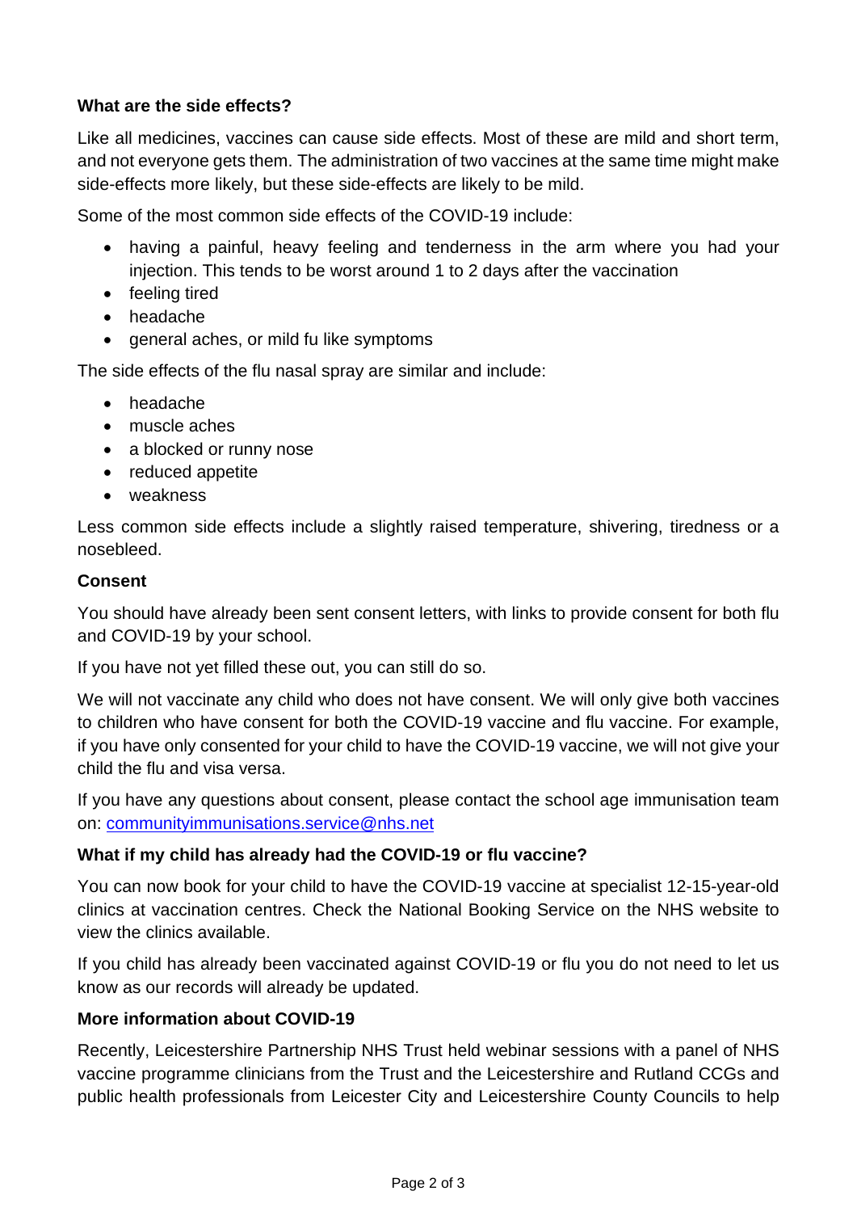**What are the side effects?**

Like all medicines, vaccines can cause side effects. Most of these are mild and short term, and not everyone gets them. The administration of two vaccines at the same time might make side-effects more likely, but these side-effects are likely to be mild.

Some of the most common side effects of the COVID-19 include:

- having a painful, heavy feeling and tenderness in the arm where you had your injection. This tends to be worst around 1 to 2 days after the vaccination
- feeling tired
- headache
- general aches, or mild fu like symptoms

The side effects of the flu nasal spray are similar and include:

- headache
- muscle aches
- a blocked or runny nose
- reduced appetite
- weakness

Less common side effects include a slightly raised temperature, shivering, tiredness or a nosebleed.

**Consent**

You should have already been sent consent letters, with links to provide consent for both flu and COVID-19 by your school.

If you have not yet filled these out, you can still do so.

We will not vaccinate any child who does not have consent. We will only give both vaccines to children who have consent for both the COVID-19 vaccine and flu vaccine. For example, if you have only consented for your child to have the COVID-19 vaccine, we will not give your child the flu and visa versa.

If you have any questions about consent, please contact the school age immunisation team on: [communityimmunisations.service@nhs.net](mailto:communityimmunisations.service@nhs.net)

**What if my child has already had the COVID-19 or flu vaccine?**

You can now book for your child to have the COVID-19 vaccine at specialist 12-15-year-old clinics at vaccination centres. Check the National Booking Service on the NHS website to view the clinics available.

If you child has already been vaccinated against COVID-19 or flu you do not need to let us know as our records will already be updated.

**More information about COVID-19**

Recently, Leicestershire Partnership NHS Trust held webinar sessions with a panel of NHS vaccine programme clinicians from the Trust and the Leicestershire and Rutland CCGs and public health professionals from Leicester City and Leicestershire County Councils to help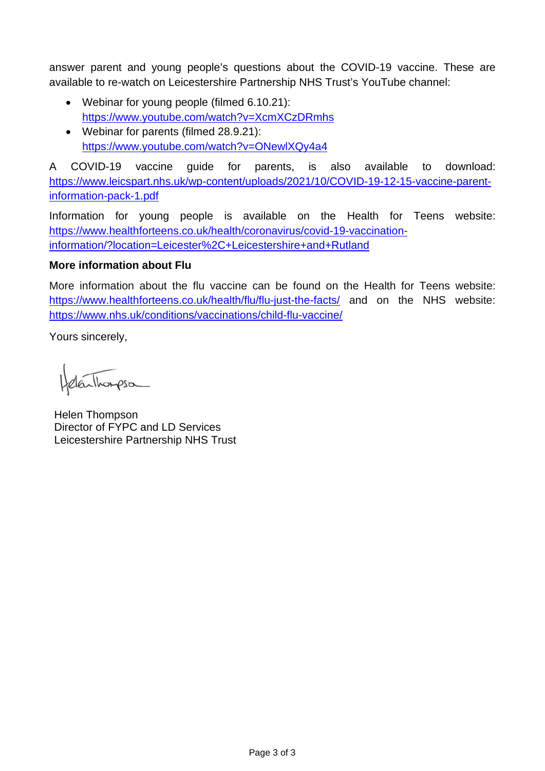answer parent and young people's questions about the COVID-19 vaccine. These are available to re-watch on Leicestershire Partnership NHS Trust's YouTube channel:

- Webinar for young people (filmed 6.10.21): https://www.youtube.com/watch?v=XcmXCzDRmhs
- Webinar for parents (filmed 28.9.21): https://www.youtube.com/watch?v=ONewlXQy4a4

A COVID-19 vaccine guide for parents, is also available to download: https://www.leicspart.nhs.uk/wp-content/uploads/2021/10/COVID-19-12-15-vaccine-parent-information-pack-1.pdf

Information for young people is available on the Health for Teens website: https://www.healthforteens.co.uk/health/coronavirus/covid-19-vaccination-information/?location=Leicester%2C+Leicestershire+and+Rutland

**More information about Flu**

More information about the flu vaccine can be found on the Health for Teens website: https://www.healthforteens.co.uk/health/flu/flu-just-the-facts/ and on the NHS website: https://www.nhs.uk/conditions/vaccinations/child-flu-vaccine/

Yours sincerely,

Helen Thompson
Director of FYPC and LD Services
Leicestershire Partnership NHS Trust